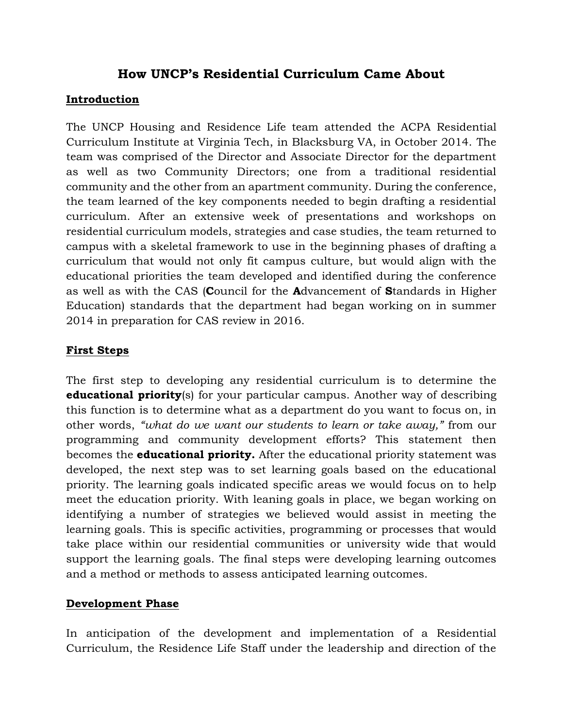# How UNCP's Residential Curriculum Came About

## Introduction

The UNCP Housing and Residence Life team attended the ACPA Residential Curriculum Institute at Virginia Tech, in Blacksburg VA, in October 2014. The team was comprised of the Director and Associate Director for the department as well as two Community Directors; one from a traditional residential community and the other from an apartment community. During the conference, the team learned of the key components needed to begin drafting a residential curriculum. After an extensive week of presentations and workshops on residential curriculum models, strategies and case studies, the team returned to campus with a skeletal framework to use in the beginning phases of drafting a curriculum that would not only fit campus culture, but would align with the educational priorities the team developed and identified during the conference as well as with the CAS (**C**ouncil for the **A**dvancement of **S**tandards in Higher Education) standards that the department had began working on in summer 2014 in preparation for CAS review in 2016.

## First Steps

The first step to developing any residential curriculum is to determine the **educational priority**(s) for your particular campus. Another way of describing this function is to determine what as a department do you want to focus on, in other words, *"what do we want our students to learn or take away,"* from our programming and community development efforts? This statement then becomes the **educational priority.** After the educational priority statement was developed, the next step was to set learning goals based on the educational priority. The learning goals indicated specific areas we would focus on to help meet the education priority. With leaning goals in place, we began working on identifying a number of strategies we believed would assist in meeting the learning goals. This is specific activities, programming or processes that would take place within our residential communities or university wide that would support the learning goals. The final steps were developing learning outcomes and a method or methods to assess anticipated learning outcomes.

## Development Phase

In anticipation of the development and implementation of a Residential Curriculum, the Residence Life Staff under the leadership and direction of the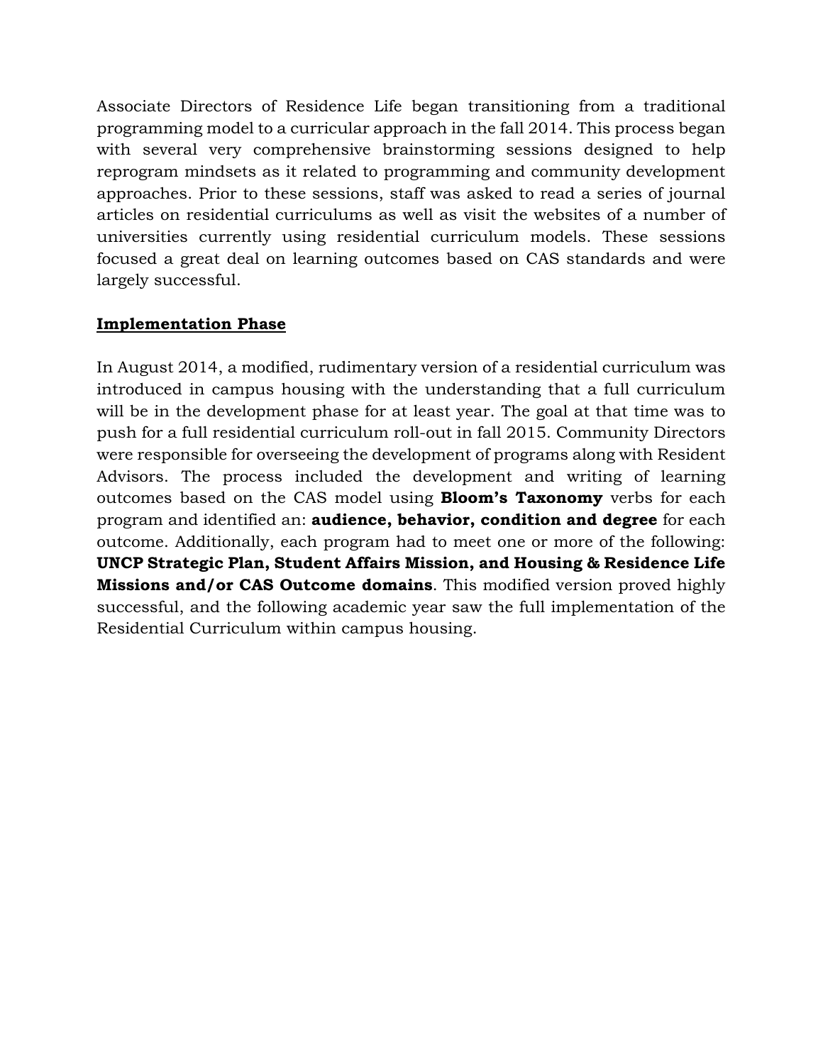Associate Directors of Residence Life began transitioning from a traditional programming model to a curricular approach in the fall 2014. This process began with several very comprehensive brainstorming sessions designed to help reprogram mindsets as it related to programming and community development approaches. Prior to these sessions, staff was asked to read a series of journal articles on residential curriculums as well as visit the websites of a number of universities currently using residential curriculum models. These sessions focused a great deal on learning outcomes based on CAS standards and were largely successful.

## Implementation Phase

In August 2014, a modified, rudimentary version of a residential curriculum was introduced in campus housing with the understanding that a full curriculum will be in the development phase for at least year. The goal at that time was to push for a full residential curriculum roll-out in fall 2015. Community Directors were responsible for overseeing the development of programs along with Resident Advisors. The process included the development and writing of learning outcomes based on the CAS model using **Bloom's Taxonomy** verbs for each program and identified an: **audience, behavior, condition and degree** for each outcome. Additionally, each program had to meet one or more of the following: **UNCP Strategic Plan, Student Affairs Mission, and Housing & Residence Life Missions and/or CAS Outcome domains**. This modified version proved highly successful, and the following academic year saw the full implementation of the Residential Curriculum within campus housing.